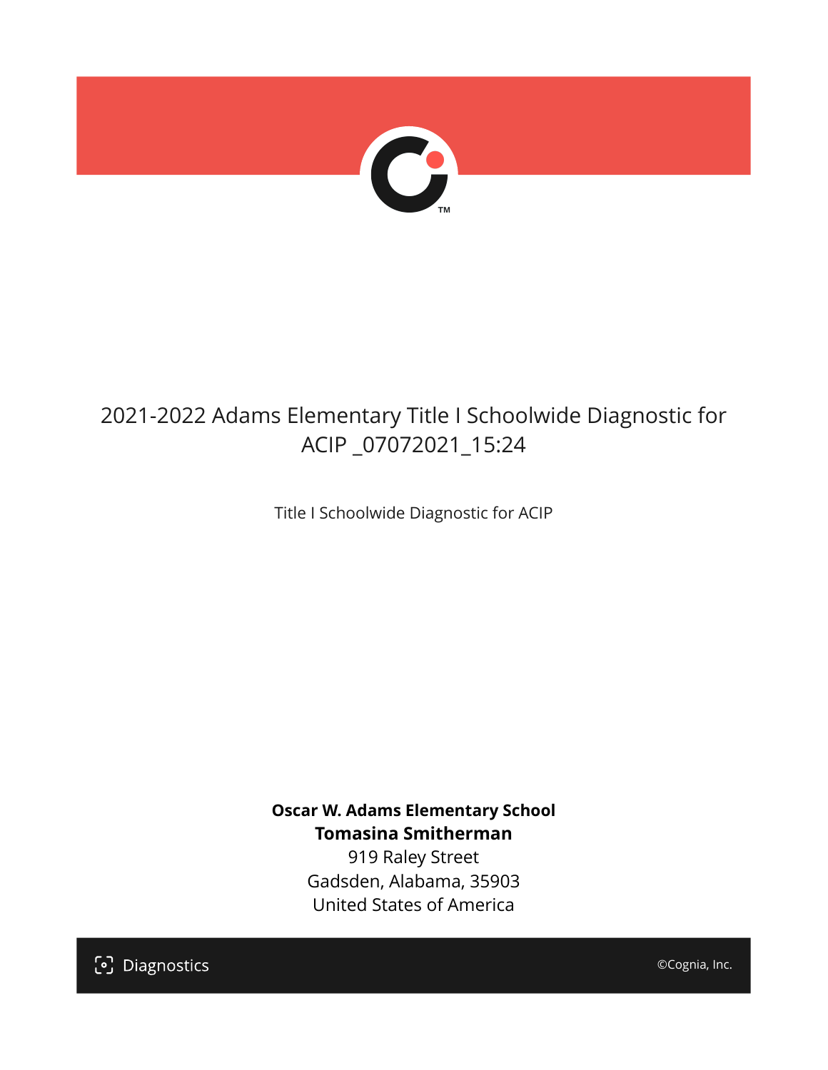# 2021-2022 Adams Elementary Title I Schoolwide Diagnostic for ACIP _07072021_15:24

Title I Schoolwide Diagnostic for ACIP

**Oscar W. Adams Elementary School**
**Tomasina Smitherman**
919 Raley Street
Gadsden, Alabama, 35903
United States of America

Diagnostics

©Cognia, Inc.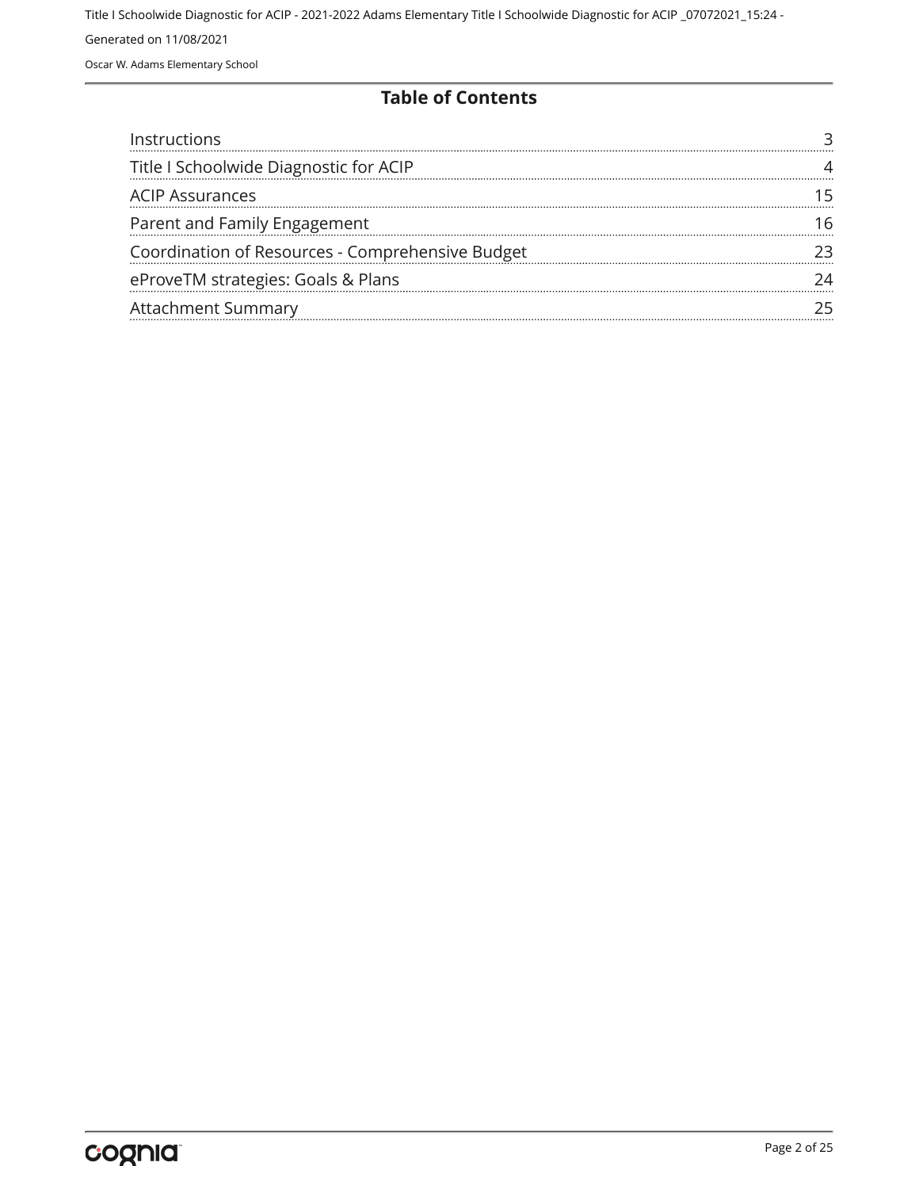## Table of Contents

| | |
|---|---|
| Instructions | 3 |
| Title I Schoolwide Diagnostic for ACIP | 4 |
| ACIP Assurances | 15 |
| Parent and Family Engagement | 16 |
| Coordination of Resources - Comprehensive Budget | 23 |
| eProveTM strategies: Goals & Plans | 24 |
| Attachment Summary | 25 |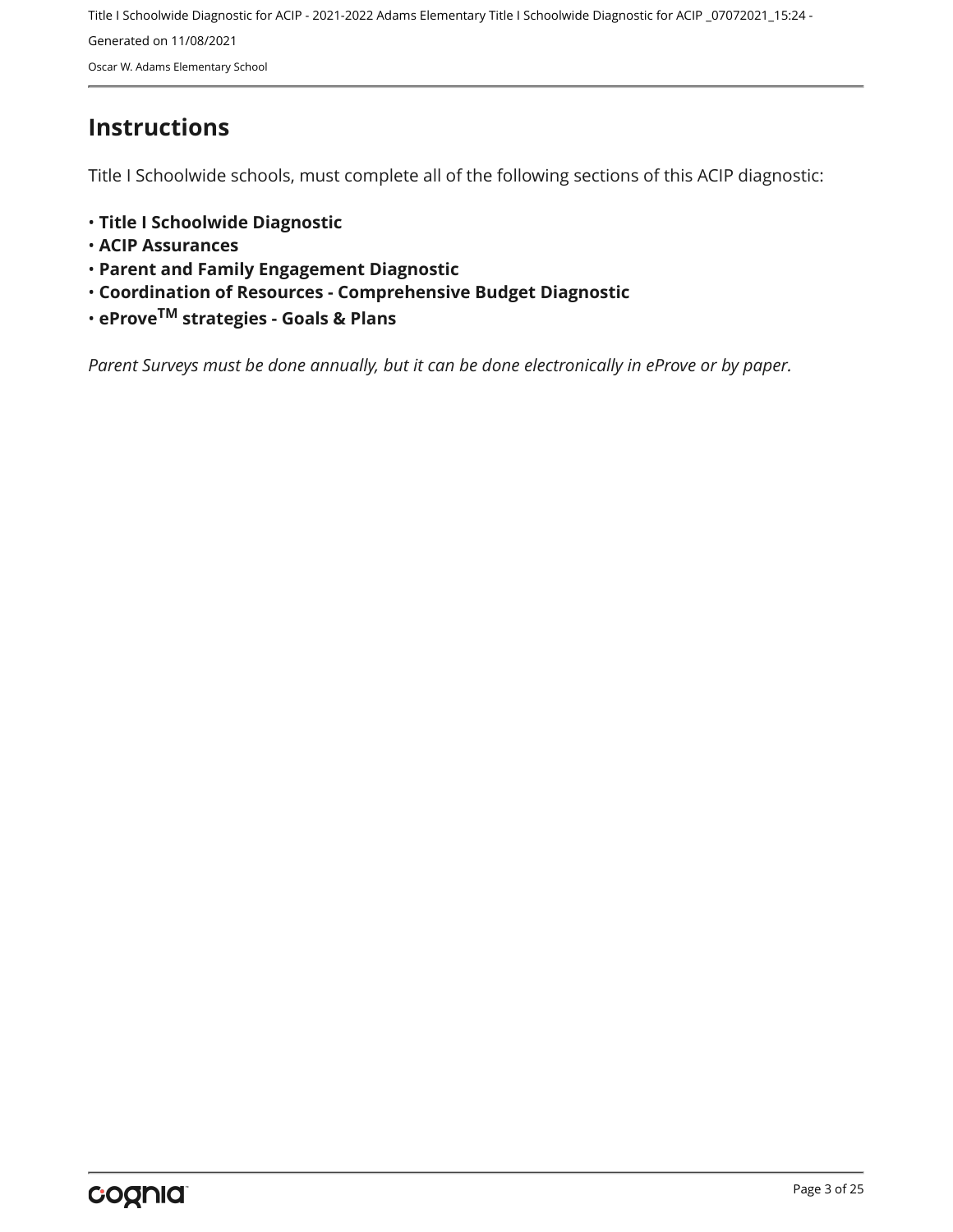# Instructions

Title I Schoolwide schools, must complete all of the following sections of this ACIP diagnostic:

- **Title I Schoolwide Diagnostic**
- **ACIP Assurances**
- **Parent and Family Engagement Diagnostic**
- **Coordination of Resources - Comprehensive Budget Diagnostic**
- **eProve$^{TM}$ strategies - Goals & Plans**

*Parent Surveys must be done annually, but it can be done electronically in eProve or by paper.*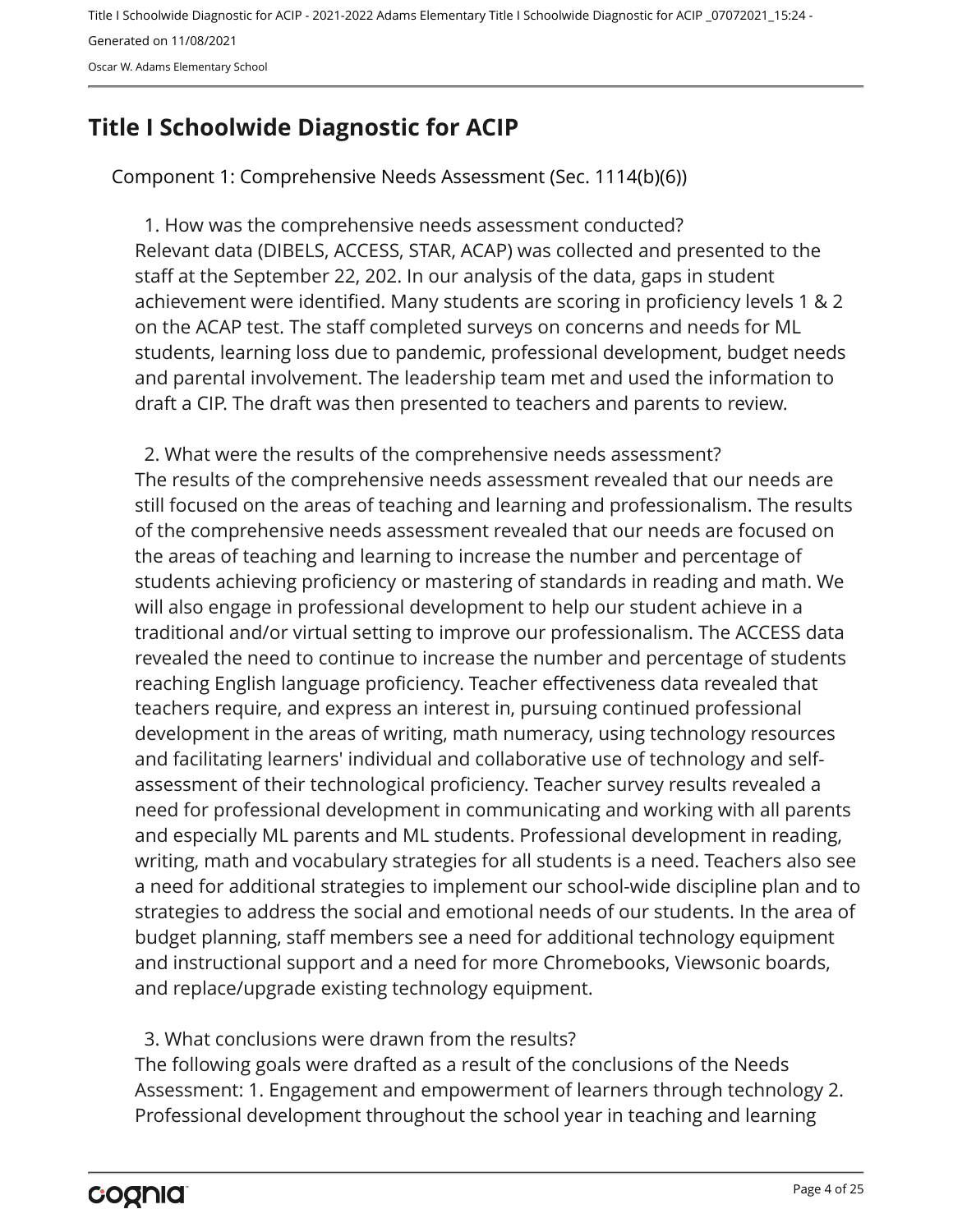# Title I Schoolwide Diagnostic for ACIP

Component 1: Comprehensive Needs Assessment (Sec. 1114(b)(6))

1. How was the comprehensive needs assessment conducted?

Relevant data (DIBELS, ACCESS, STAR, ACAP) was collected and presented to the staff at the September 22, 202. In our analysis of the data, gaps in student achievement were identified. Many students are scoring in proficiency levels 1 & 2 on the ACAP test. The staff completed surveys on concerns and needs for ML students, learning loss due to pandemic, professional development, budget needs and parental involvement. The leadership team met and used the information to draft a CIP. The draft was then presented to teachers and parents to review.

2. What were the results of the comprehensive needs assessment?

The results of the comprehensive needs assessment revealed that our needs are still focused on the areas of teaching and learning and professionalism. The results of the comprehensive needs assessment revealed that our needs are focused on the areas of teaching and learning to increase the number and percentage of students achieving proficiency or mastering of standards in reading and math. We will also engage in professional development to help our student achieve in a traditional and/or virtual setting to improve our professionalism. The ACCESS data revealed the need to continue to increase the number and percentage of students reaching English language proficiency. Teacher effectiveness data revealed that teachers require, and express an interest in, pursuing continued professional development in the areas of writing, math numeracy, using technology resources and facilitating learners' individual and collaborative use of technology and self-assessment of their technological proficiency. Teacher survey results revealed a need for professional development in communicating and working with all parents and especially ML parents and ML students. Professional development in reading, writing, math and vocabulary strategies for all students is a need. Teachers also see a need for additional strategies to implement our school-wide discipline plan and to strategies to address the social and emotional needs of our students. In the area of budget planning, staff members see a need for additional technology equipment and instructional support and a need for more Chromebooks, Viewsonic boards, and replace/upgrade existing technology equipment.

3. What conclusions were drawn from the results?

The following goals were drafted as a result of the conclusions of the Needs Assessment: 1. Engagement and empowerment of learners through technology 2. Professional development throughout the school year in teaching and learning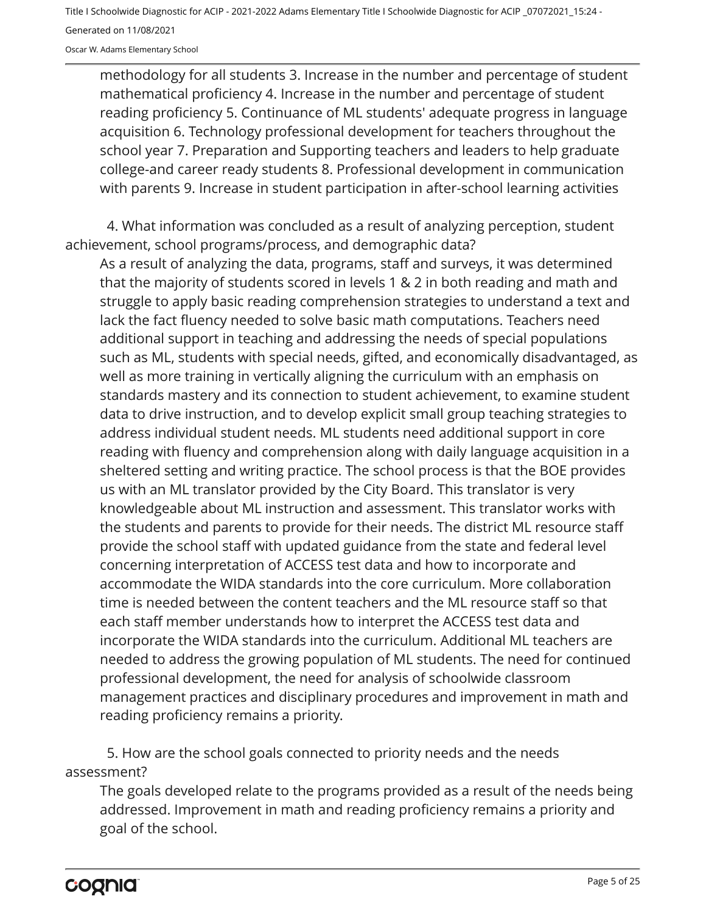methodology for all students 3. Increase in the number and percentage of student mathematical proficiency 4. Increase in the number and percentage of student reading proficiency 5. Continuance of ML students' adequate progress in language acquisition 6. Technology professional development for teachers throughout the school year 7. Preparation and Supporting teachers and leaders to help graduate college-and career ready students 8. Professional development in communication with parents 9. Increase in student participation in after-school learning activities

4. What information was concluded as a result of analyzing perception, student achievement, school programs/process, and demographic data?

As a result of analyzing the data, programs, staff and surveys, it was determined that the majority of students scored in levels 1 & 2 in both reading and math and struggle to apply basic reading comprehension strategies to understand a text and lack the fact fluency needed to solve basic math computations. Teachers need additional support in teaching and addressing the needs of special populations such as ML, students with special needs, gifted, and economically disadvantaged, as well as more training in vertically aligning the curriculum with an emphasis on standards mastery and its connection to student achievement, to examine student data to drive instruction, and to develop explicit small group teaching strategies to address individual student needs. ML students need additional support in core reading with fluency and comprehension along with daily language acquisition in a sheltered setting and writing practice. The school process is that the BOE provides us with an ML translator provided by the City Board. This translator is very knowledgeable about ML instruction and assessment. This translator works with the students and parents to provide for their needs. The district ML resource staff provide the school staff with updated guidance from the state and federal level concerning interpretation of ACCESS test data and how to incorporate and accommodate the WIDA standards into the core curriculum. More collaboration time is needed between the content teachers and the ML resource staff so that each staff member understands how to interpret the ACCESS test data and incorporate the WIDA standards into the curriculum. Additional ML teachers are needed to address the growing population of ML students. The need for continued professional development, the need for analysis of schoolwide classroom management practices and disciplinary procedures and improvement in math and reading proficiency remains a priority.

5. How are the school goals connected to priority needs and the needs assessment?

The goals developed relate to the programs provided as a result of the needs being addressed. Improvement in math and reading proficiency remains a priority and goal of the school.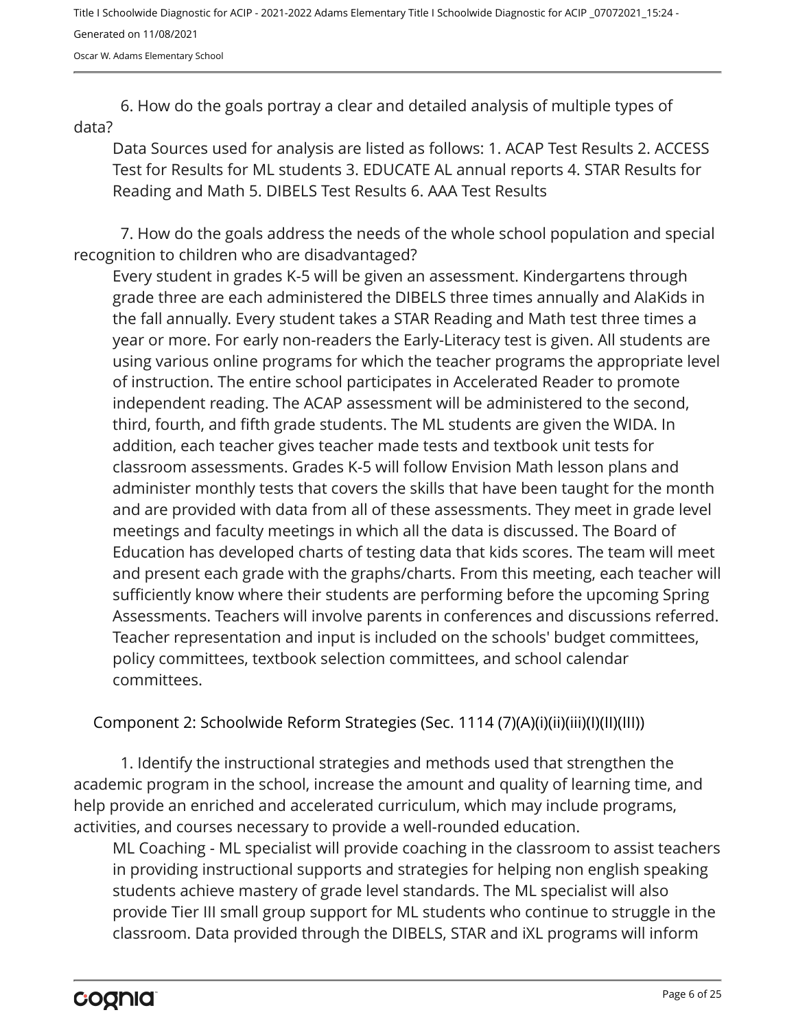6. How do the goals portray a clear and detailed analysis of multiple types of data?

Data Sources used for analysis are listed as follows: 1. ACAP Test Results 2. ACCESS Test for Results for ML students 3. EDUCATE AL annual reports 4. STAR Results for Reading and Math 5. DIBELS Test Results 6. AAA Test Results

7. How do the goals address the needs of the whole school population and special recognition to children who are disadvantaged?

Every student in grades K-5 will be given an assessment. Kindergartens through grade three are each administered the DIBELS three times annually and AlaKids in the fall annually. Every student takes a STAR Reading and Math test three times a year or more. For early non-readers the Early-Literacy test is given. All students are using various online programs for which the teacher programs the appropriate level of instruction. The entire school participates in Accelerated Reader to promote independent reading. The ACAP assessment will be administered to the second, third, fourth, and fifth grade students. The ML students are given the WIDA. In addition, each teacher gives teacher made tests and textbook unit tests for classroom assessments. Grades K-5 will follow Envision Math lesson plans and administer monthly tests that covers the skills that have been taught for the month and are provided with data from all of these assessments. They meet in grade level meetings and faculty meetings in which all the data is discussed. The Board of Education has developed charts of testing data that kids scores. The team will meet and present each grade with the graphs/charts. From this meeting, each teacher will sufficiently know where their students are performing before the upcoming Spring Assessments. Teachers will involve parents in conferences and discussions referred. Teacher representation and input is included on the schools' budget committees, policy committees, textbook selection committees, and school calendar committees.

## Component 2: Schoolwide Reform Strategies (Sec. 1114 (7)(A)(i)(ii)(iii)(I)(II)(III))

1. Identify the instructional strategies and methods used that strengthen the academic program in the school, increase the amount and quality of learning time, and help provide an enriched and accelerated curriculum, which may include programs, activities, and courses necessary to provide a well-rounded education.

ML Coaching - ML specialist will provide coaching in the classroom to assist teachers in providing instructional supports and strategies for helping non english speaking students achieve mastery of grade level standards. The ML specialist will also provide Tier III small group support for ML students who continue to struggle in the classroom. Data provided through the DIBELS, STAR and iXL programs will inform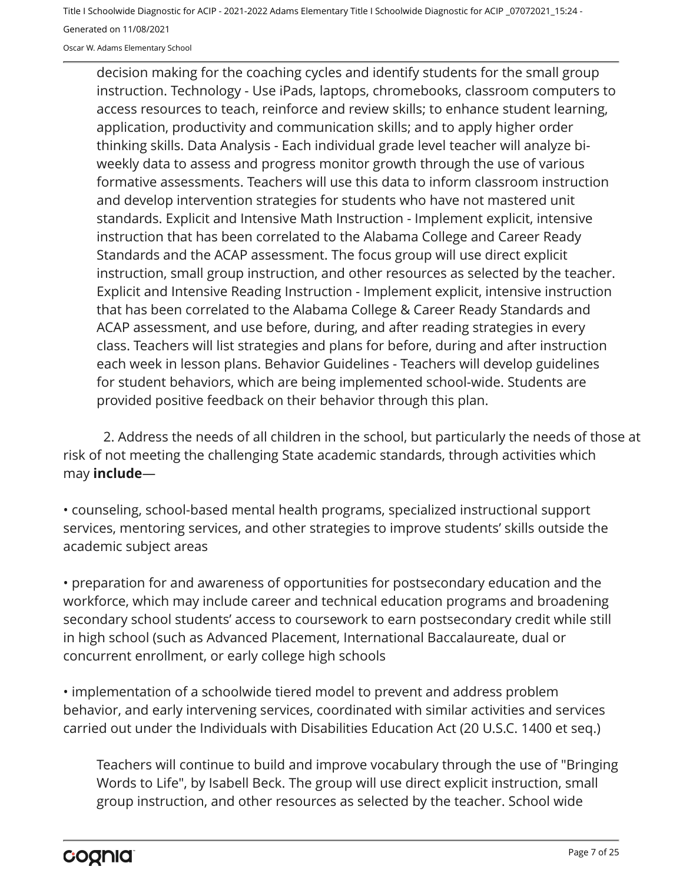decision making for the coaching cycles and identify students for the small group instruction. Technology - Use iPads, laptops, chromebooks, classroom computers to access resources to teach, reinforce and review skills; to enhance student learning, application, productivity and communication skills; and to apply higher order thinking skills. Data Analysis - Each individual grade level teacher will analyze bi-weekly data to assess and progress monitor growth through the use of various formative assessments. Teachers will use this data to inform classroom instruction and develop intervention strategies for students who have not mastered unit standards. Explicit and Intensive Math Instruction - Implement explicit, intensive instruction that has been correlated to the Alabama College and Career Ready Standards and the ACAP assessment. The focus group will use direct explicit instruction, small group instruction, and other resources as selected by the teacher. Explicit and Intensive Reading Instruction - Implement explicit, intensive instruction that has been correlated to the Alabama College & Career Ready Standards and ACAP assessment, and use before, during, and after reading strategies in every class. Teachers will list strategies and plans for before, during and after instruction each week in lesson plans. Behavior Guidelines - Teachers will develop guidelines for student behaviors, which are being implemented school-wide. Students are provided positive feedback on their behavior through this plan.

2. Address the needs of all children in the school, but particularly the needs of those at risk of not meeting the challenging State academic standards, through activities which may **include**—

• counseling, school-based mental health programs, specialized instructional support services, mentoring services, and other strategies to improve students' skills outside the academic subject areas

• preparation for and awareness of opportunities for postsecondary education and the workforce, which may include career and technical education programs and broadening secondary school students' access to coursework to earn postsecondary credit while still in high school (such as Advanced Placement, International Baccalaureate, dual or concurrent enrollment, or early college high schools

• implementation of a schoolwide tiered model to prevent and address problem behavior, and early intervening services, coordinated with similar activities and services carried out under the Individuals with Disabilities Education Act (20 U.S.C. 1400 et seq.)

Teachers will continue to build and improve vocabulary through the use of "Bringing Words to Life", by Isabell Beck. The group will use direct explicit instruction, small group instruction, and other resources as selected by the teacher. School wide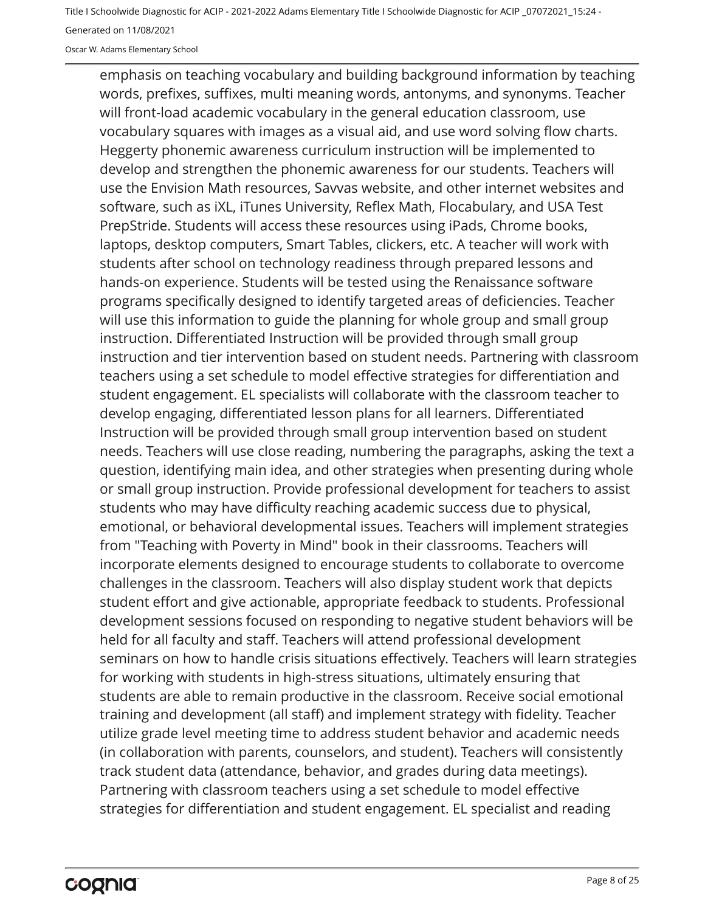emphasis on teaching vocabulary and building background information by teaching words, prefixes, suffixes, multi meaning words, antonyms, and synonyms. Teacher will front-load academic vocabulary in the general education classroom, use vocabulary squares with images as a visual aid, and use word solving flow charts. Heggerty phonemic awareness curriculum instruction will be implemented to develop and strengthen the phonemic awareness for our students. Teachers will use the Envision Math resources, Savvas website, and other internet websites and software, such as iXL, iTunes University, Reflex Math, Flocabulary, and USA Test PrepStride. Students will access these resources using iPads, Chrome books, laptops, desktop computers, Smart Tables, clickers, etc. A teacher will work with students after school on technology readiness through prepared lessons and hands-on experience. Students will be tested using the Renaissance software programs specifically designed to identify targeted areas of deficiencies. Teacher will use this information to guide the planning for whole group and small group instruction. Differentiated Instruction will be provided through small group instruction and tier intervention based on student needs. Partnering with classroom teachers using a set schedule to model effective strategies for differentiation and student engagement. EL specialists will collaborate with the classroom teacher to develop engaging, differentiated lesson plans for all learners. Differentiated Instruction will be provided through small group intervention based on student needs. Teachers will use close reading, numbering the paragraphs, asking the text a question, identifying main idea, and other strategies when presenting during whole or small group instruction. Provide professional development for teachers to assist students who may have difficulty reaching academic success due to physical, emotional, or behavioral developmental issues. Teachers will implement strategies from "Teaching with Poverty in Mind" book in their classrooms. Teachers will incorporate elements designed to encourage students to collaborate to overcome challenges in the classroom. Teachers will also display student work that depicts student effort and give actionable, appropriate feedback to students. Professional development sessions focused on responding to negative student behaviors will be held for all faculty and staff. Teachers will attend professional development seminars on how to handle crisis situations effectively. Teachers will learn strategies for working with students in high-stress situations, ultimately ensuring that students are able to remain productive in the classroom. Receive social emotional training and development (all staff) and implement strategy with fidelity. Teacher utilize grade level meeting time to address student behavior and academic needs (in collaboration with parents, counselors, and student). Teachers will consistently track student data (attendance, behavior, and grades during data meetings). Partnering with classroom teachers using a set schedule to model effective strategies for differentiation and student engagement. EL specialist and reading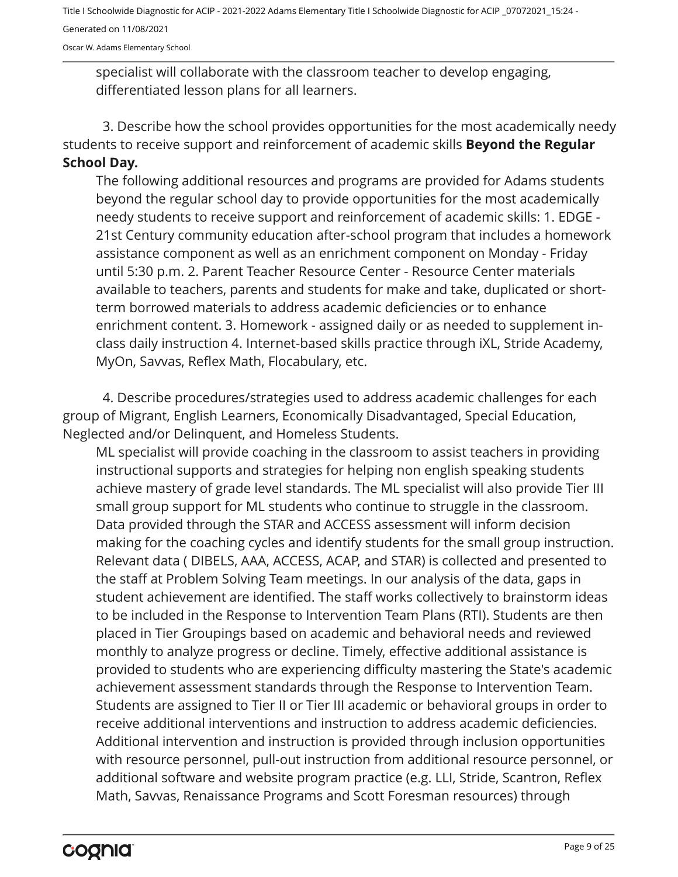specialist will collaborate with the classroom teacher to develop engaging, differentiated lesson plans for all learners.

3. Describe how the school provides opportunities for the most academically needy students to receive support and reinforcement of academic skills **Beyond the Regular School Day.**

The following additional resources and programs are provided for Adams students beyond the regular school day to provide opportunities for the most academically needy students to receive support and reinforcement of academic skills: 1. EDGE - 21st Century community education after-school program that includes a homework assistance component as well as an enrichment component on Monday - Friday until 5:30 p.m. 2. Parent Teacher Resource Center - Resource Center materials available to teachers, parents and students for make and take, duplicated or short-term borrowed materials to address academic deficiencies or to enhance enrichment content. 3. Homework - assigned daily or as needed to supplement in-class daily instruction 4. Internet-based skills practice through iXL, Stride Academy, MyOn, Savvas, Reflex Math, Flocabulary, etc.

4. Describe procedures/strategies used to address academic challenges for each group of Migrant, English Learners, Economically Disadvantaged, Special Education, Neglected and/or Delinquent, and Homeless Students.

ML specialist will provide coaching in the classroom to assist teachers in providing instructional supports and strategies for helping non english speaking students achieve mastery of grade level standards. The ML specialist will also provide Tier III small group support for ML students who continue to struggle in the classroom. Data provided through the STAR and ACCESS assessment will inform decision making for the coaching cycles and identify students for the small group instruction. Relevant data ( DIBELS, AAA, ACCESS, ACAP, and STAR) is collected and presented to the staff at Problem Solving Team meetings. In our analysis of the data, gaps in student achievement are identified. The staff works collectively to brainstorm ideas to be included in the Response to Intervention Team Plans (RTI). Students are then placed in Tier Groupings based on academic and behavioral needs and reviewed monthly to analyze progress or decline. Timely, effective additional assistance is provided to students who are experiencing difficulty mastering the State's academic achievement assessment standards through the Response to Intervention Team. Students are assigned to Tier II or Tier III academic or behavioral groups in order to receive additional interventions and instruction to address academic deficiencies. Additional intervention and instruction is provided through inclusion opportunities with resource personnel, pull-out instruction from additional resource personnel, or additional software and website program practice (e.g. LLI, Stride, Scantron, Reflex Math, Savvas, Renaissance Programs and Scott Foresman resources) through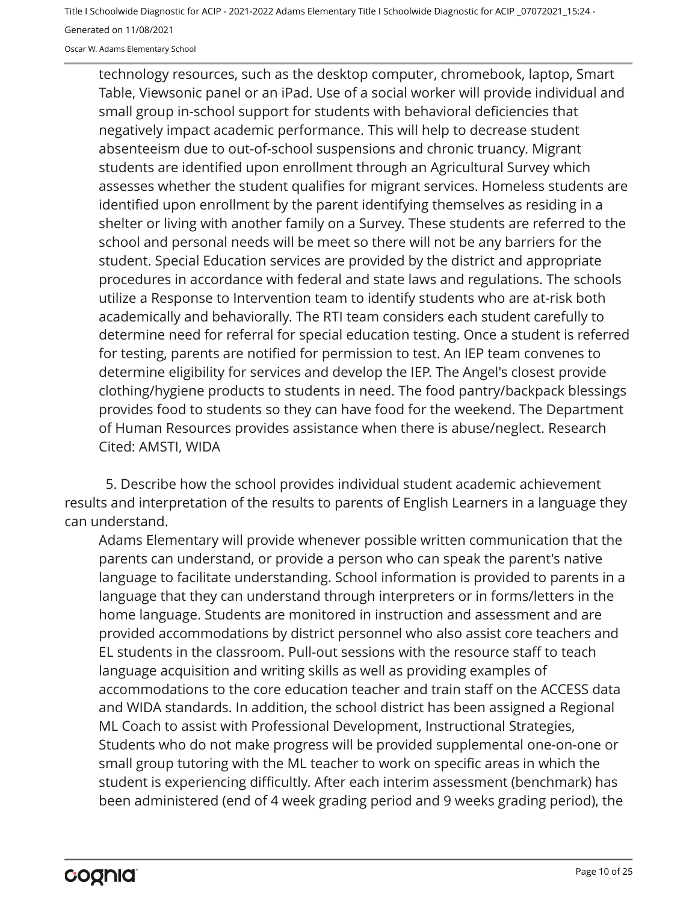technology resources, such as the desktop computer, chromebook, laptop, Smart Table, Viewsonic panel or an iPad. Use of a social worker will provide individual and small group in-school support for students with behavioral deficiencies that negatively impact academic performance. This will help to decrease student absenteeism due to out-of-school suspensions and chronic truancy. Migrant students are identified upon enrollment through an Agricultural Survey which assesses whether the student qualifies for migrant services. Homeless students are identified upon enrollment by the parent identifying themselves as residing in a shelter or living with another family on a Survey. These students are referred to the school and personal needs will be meet so there will not be any barriers for the student. Special Education services are provided by the district and appropriate procedures in accordance with federal and state laws and regulations. The schools utilize a Response to Intervention team to identify students who are at-risk both academically and behaviorally. The RTI team considers each student carefully to determine need for referral for special education testing. Once a student is referred for testing, parents are notified for permission to test. An IEP team convenes to determine eligibility for services and develop the IEP. The Angel's closest provide clothing/hygiene products to students in need. The food pantry/backpack blessings provides food to students so they can have food for the weekend. The Department of Human Resources provides assistance when there is abuse/neglect. Research Cited: AMSTI, WIDA

5. Describe how the school provides individual student academic achievement results and interpretation of the results to parents of English Learners in a language they can understand.

Adams Elementary will provide whenever possible written communication that the parents can understand, or provide a person who can speak the parent's native language to facilitate understanding. School information is provided to parents in a language that they can understand through interpreters or in forms/letters in the home language. Students are monitored in instruction and assessment and are provided accommodations by district personnel who also assist core teachers and EL students in the classroom. Pull-out sessions with the resource staff to teach language acquisition and writing skills as well as providing examples of accommodations to the core education teacher and train staff on the ACCESS data and WIDA standards. In addition, the school district has been assigned a Regional ML Coach to assist with Professional Development, Instructional Strategies, Students who do not make progress will be provided supplemental one-on-one or small group tutoring with the ML teacher to work on specific areas in which the student is experiencing difficultly. After each interim assessment (benchmark) has been administered (end of 4 week grading period and 9 weeks grading period), the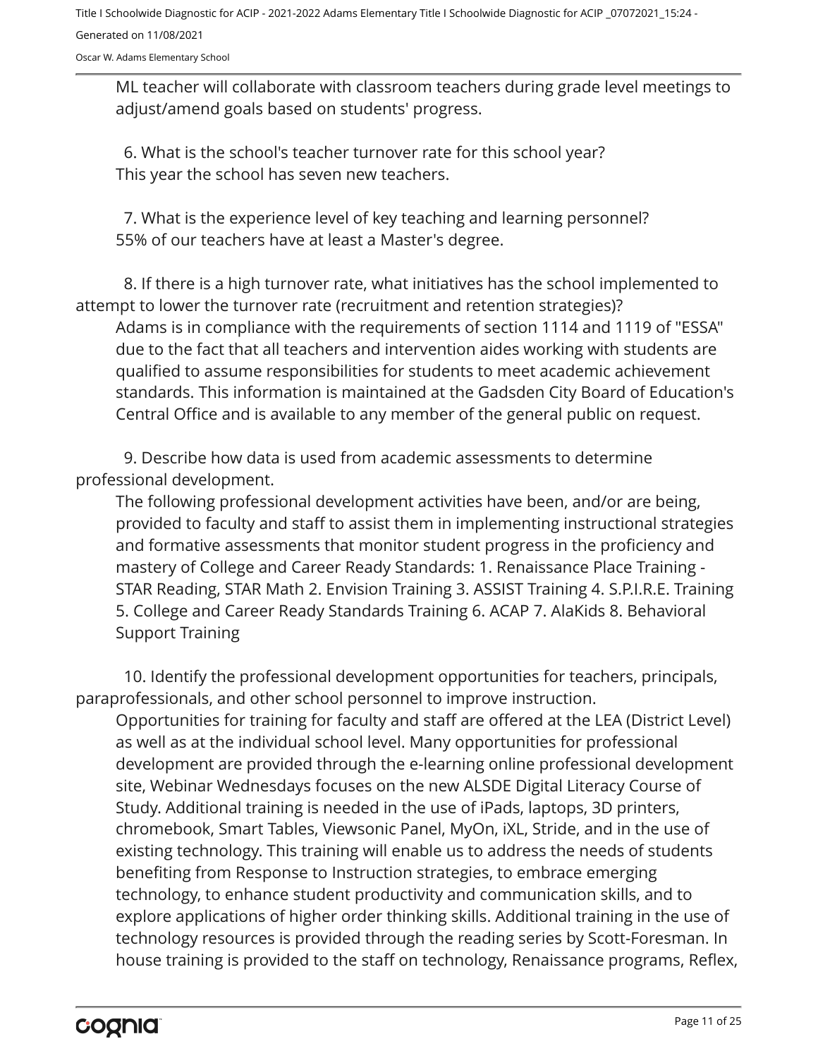ML teacher will collaborate with classroom teachers during grade level meetings to adjust/amend goals based on students' progress.

6. What is the school's teacher turnover rate for this school year?

This year the school has seven new teachers.

7. What is the experience level of key teaching and learning personnel?

55% of our teachers have at least a Master's degree.

8. If there is a high turnover rate, what initiatives has the school implemented to attempt to lower the turnover rate (recruitment and retention strategies)?

Adams is in compliance with the requirements of section 1114 and 1119 of "ESSA" due to the fact that all teachers and intervention aides working with students are qualified to assume responsibilities for students to meet academic achievement standards. This information is maintained at the Gadsden City Board of Education's Central Office and is available to any member of the general public on request.

9. Describe how data is used from academic assessments to determine professional development.

The following professional development activities have been, and/or are being, provided to faculty and staff to assist them in implementing instructional strategies and formative assessments that monitor student progress in the proficiency and mastery of College and Career Ready Standards: 1. Renaissance Place Training - STAR Reading, STAR Math 2. Envision Training 3. ASSIST Training 4. S.P.I.R.E. Training 5. College and Career Ready Standards Training 6. ACAP 7. AlaKids 8. Behavioral Support Training

10. Identify the professional development opportunities for teachers, principals, paraprofessionals, and other school personnel to improve instruction.

Opportunities for training for faculty and staff are offered at the LEA (District Level) as well as at the individual school level. Many opportunities for professional development are provided through the e-learning online professional development site, Webinar Wednesdays focuses on the new ALSDE Digital Literacy Course of Study. Additional training is needed in the use of iPads, laptops, 3D printers, chromebook, Smart Tables, Viewsonic Panel, MyOn, iXL, Stride, and in the use of existing technology. This training will enable us to address the needs of students benefiting from Response to Instruction strategies, to embrace emerging technology, to enhance student productivity and communication skills, and to explore applications of higher order thinking skills. Additional training in the use of technology resources is provided through the reading series by Scott-Foresman. In house training is provided to the staff on technology, Renaissance programs, Reflex,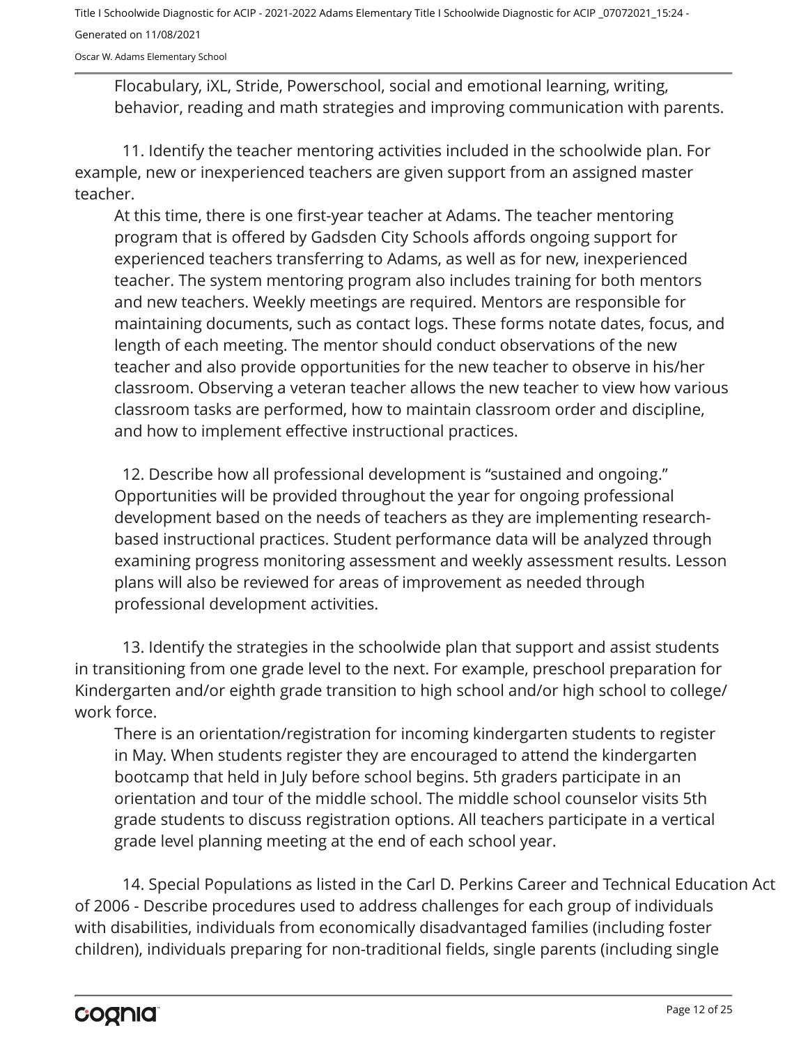Flocabulary, iXL, Stride, Powerschool, social and emotional learning, writing, behavior, reading and math strategies and improving communication with parents.

11. Identify the teacher mentoring activities included in the schoolwide plan. For example, new or inexperienced teachers are given support from an assigned master teacher.

At this time, there is one first-year teacher at Adams. The teacher mentoring program that is offered by Gadsden City Schools affords ongoing support for experienced teachers transferring to Adams, as well as for new, inexperienced teacher. The system mentoring program also includes training for both mentors and new teachers. Weekly meetings are required. Mentors are responsible for maintaining documents, such as contact logs. These forms notate dates, focus, and length of each meeting. The mentor should conduct observations of the new teacher and also provide opportunities for the new teacher to observe in his/her classroom. Observing a veteran teacher allows the new teacher to view how various classroom tasks are performed, how to maintain classroom order and discipline, and how to implement effective instructional practices.

12. Describe how all professional development is "sustained and ongoing."

Opportunities will be provided throughout the year for ongoing professional development based on the needs of teachers as they are implementing research-based instructional practices. Student performance data will be analyzed through examining progress monitoring assessment and weekly assessment results. Lesson plans will also be reviewed for areas of improvement as needed through professional development activities.

13. Identify the strategies in the schoolwide plan that support and assist students in transitioning from one grade level to the next. For example, preschool preparation for Kindergarten and/or eighth grade transition to high school and/or high school to college/ work force.

There is an orientation/registration for incoming kindergarten students to register in May. When students register they are encouraged to attend the kindergarten bootcamp that held in July before school begins. 5th graders participate in an orientation and tour of the middle school. The middle school counselor visits 5th grade students to discuss registration options. All teachers participate in a vertical grade level planning meeting at the end of each school year.

14. Special Populations as listed in the Carl D. Perkins Career and Technical Education Act of 2006 - Describe procedures used to address challenges for each group of individuals with disabilities, individuals from economically disadvantaged families (including foster children), individuals preparing for non-traditional fields, single parents (including single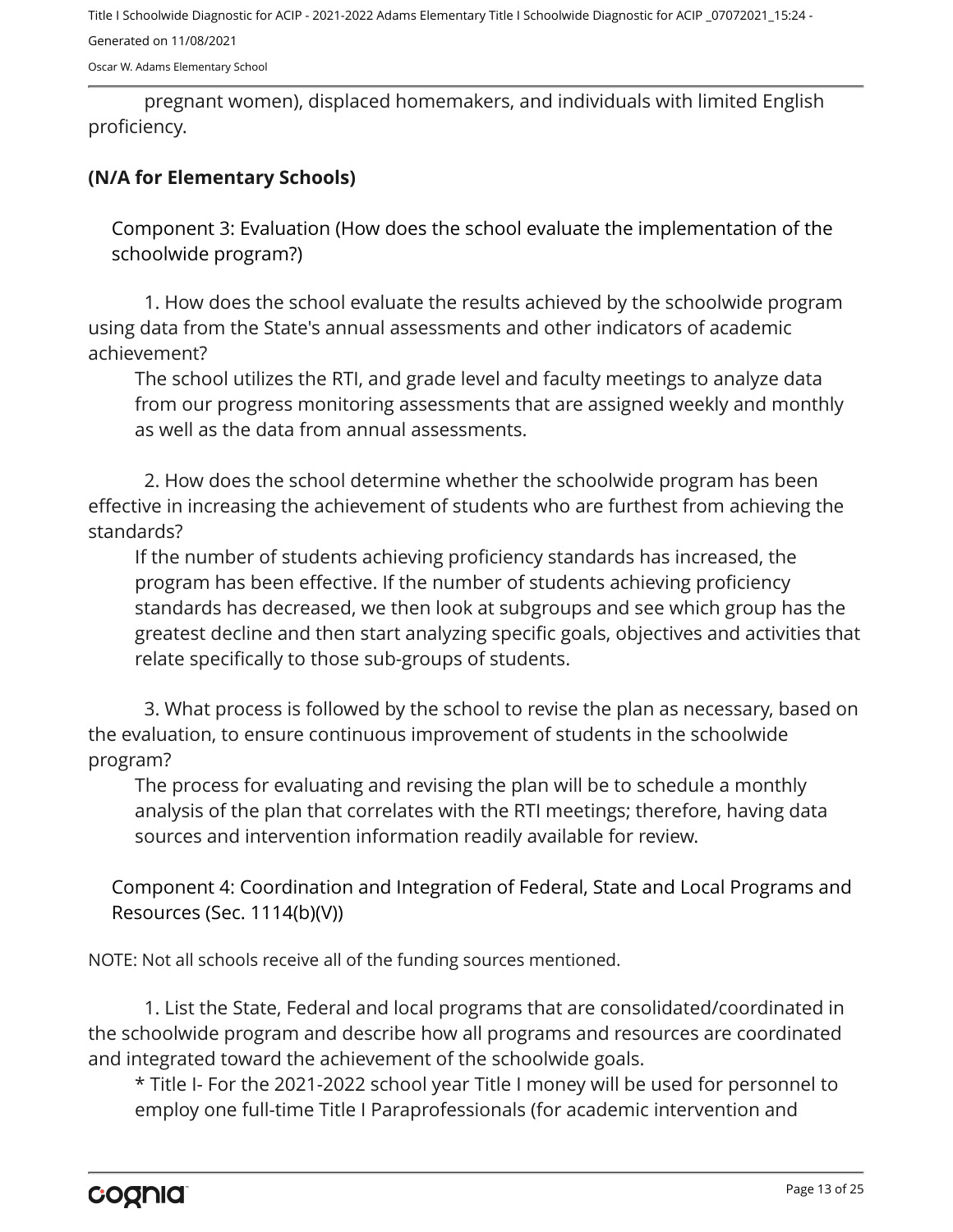pregnant women), displaced homemakers, and individuals with limited English proficiency.

**(N/A for Elementary Schools)**

Component 3: Evaluation (How does the school evaluate the implementation of the schoolwide program?)

1. How does the school evaluate the results achieved by the schoolwide program using data from the State's annual assessments and other indicators of academic achievement?

The school utilizes the RTI, and grade level and faculty meetings to analyze data from our progress monitoring assessments that are assigned weekly and monthly as well as the data from annual assessments.

2. How does the school determine whether the schoolwide program has been effective in increasing the achievement of students who are furthest from achieving the standards?

If the number of students achieving proficiency standards has increased, the program has been effective. If the number of students achieving proficiency standards has decreased, we then look at subgroups and see which group has the greatest decline and then start analyzing specific goals, objectives and activities that relate specifically to those sub-groups of students.

3. What process is followed by the school to revise the plan as necessary, based on the evaluation, to ensure continuous improvement of students in the schoolwide program?

The process for evaluating and revising the plan will be to schedule a monthly analysis of the plan that correlates with the RTI meetings; therefore, having data sources and intervention information readily available for review.

Component 4: Coordination and Integration of Federal, State and Local Programs and Resources (Sec. 1114(b)(V))

NOTE: Not all schools receive all of the funding sources mentioned.

1. List the State, Federal and local programs that are consolidated/coordinated in the schoolwide program and describe how all programs and resources are coordinated and integrated toward the achievement of the schoolwide goals.

* Title I- For the 2021-2022 school year Title I money will be used for personnel to employ one full-time Title I Paraprofessionals (for academic intervention and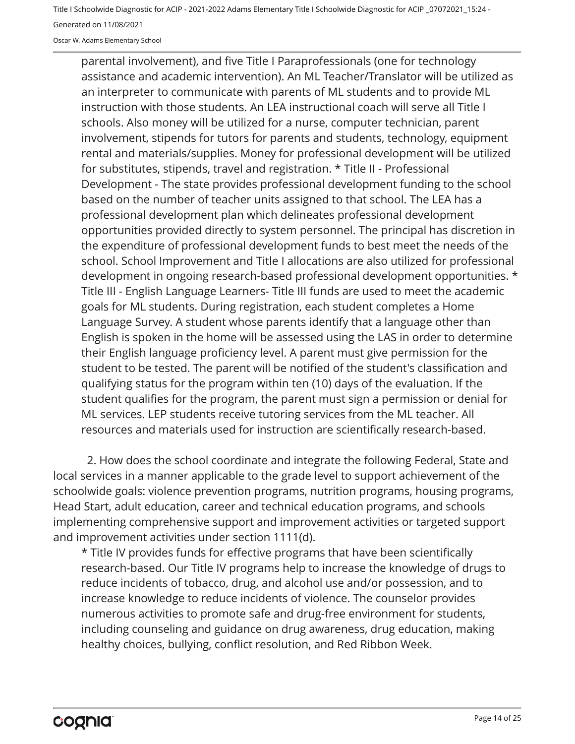parental involvement), and five Title I Paraprofessionals (one for technology assistance and academic intervention). An ML Teacher/Translator will be utilized as an interpreter to communicate with parents of ML students and to provide ML instruction with those students. An LEA instructional coach will serve all Title I schools. Also money will be utilized for a nurse, computer technician, parent involvement, stipends for tutors for parents and students, technology, equipment rental and materials/supplies. Money for professional development will be utilized for substitutes, stipends, travel and registration. * Title II - Professional Development - The state provides professional development funding to the school based on the number of teacher units assigned to that school. The LEA has a professional development plan which delineates professional development opportunities provided directly to system personnel. The principal has discretion in the expenditure of professional development funds to best meet the needs of the school. School Improvement and Title I allocations are also utilized for professional development in ongoing research-based professional development opportunities. * Title III - English Language Learners- Title III funds are used to meet the academic goals for ML students. During registration, each student completes a Home Language Survey. A student whose parents identify that a language other than English is spoken in the home will be assessed using the LAS in order to determine their English language proficiency level. A parent must give permission for the student to be tested. The parent will be notified of the student's classification and qualifying status for the program within ten (10) days of the evaluation. If the student qualifies for the program, the parent must sign a permission or denial for ML services. LEP students receive tutoring services from the ML teacher. All resources and materials used for instruction are scientifically research-based.

2. How does the school coordinate and integrate the following Federal, State and local services in a manner applicable to the grade level to support achievement of the schoolwide goals: violence prevention programs, nutrition programs, housing programs, Head Start, adult education, career and technical education programs, and schools implementing comprehensive support and improvement activities or targeted support and improvement activities under section 1111(d).

* Title IV provides funds for effective programs that have been scientifically research-based. Our Title IV programs help to increase the knowledge of drugs to reduce incidents of tobacco, drug, and alcohol use and/or possession, and to increase knowledge to reduce incidents of violence. The counselor provides numerous activities to promote safe and drug-free environment for students, including counseling and guidance on drug awareness, drug education, making healthy choices, bullying, conflict resolution, and Red Ribbon Week.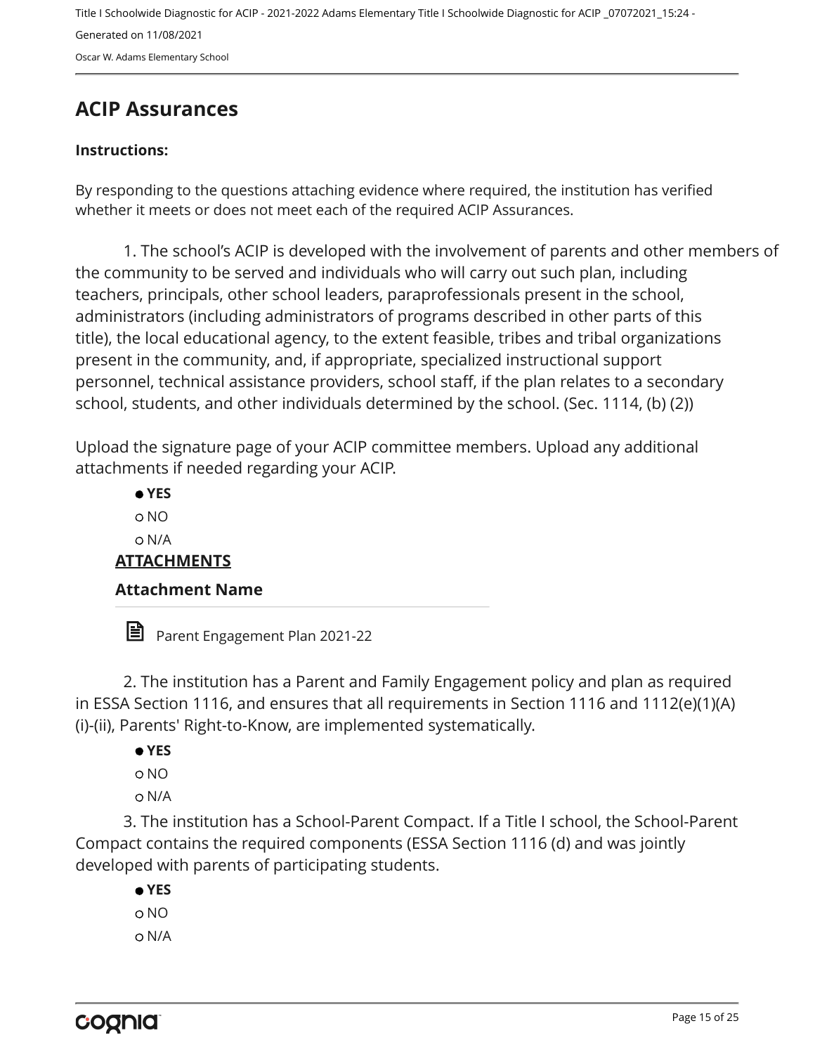## ACIP Assurances

**Instructions:**

By responding to the questions attaching evidence where required, the institution has verified whether it meets or does not meet each of the required ACIP Assurances.

1. The school's ACIP is developed with the involvement of parents and other members of the community to be served and individuals who will carry out such plan, including teachers, principals, other school leaders, paraprofessionals present in the school, administrators (including administrators of programs described in other parts of this title), the local educational agency, to the extent feasible, tribes and tribal organizations present in the community, and, if appropriate, specialized instructional support personnel, technical assistance providers, school staff, if the plan relates to a secondary school, students, and other individuals determined by the school. (Sec. 1114, (b) (2))

Upload the signature page of your ACIP committee members. Upload any additional attachments if needed regarding your ACIP.

- ● **YES**
- ○ NO
- ○ N/A

**ATTACHMENTS**

**Attachment Name**

Parent Engagement Plan 2021-22

2. The institution has a Parent and Family Engagement policy and plan as required in ESSA Section 1116, and ensures that all requirements in Section 1116 and 1112(e)(1)(A)(i)-(ii), Parents' Right-to-Know, are implemented systematically.

- ● **YES**
- ○ NO
- ○ N/A

3. The institution has a School-Parent Compact. If a Title I school, the School-Parent Compact contains the required components (ESSA Section 1116 (d) and was jointly developed with parents of participating students.

- ● **YES**
- ○ NO
- ○ N/A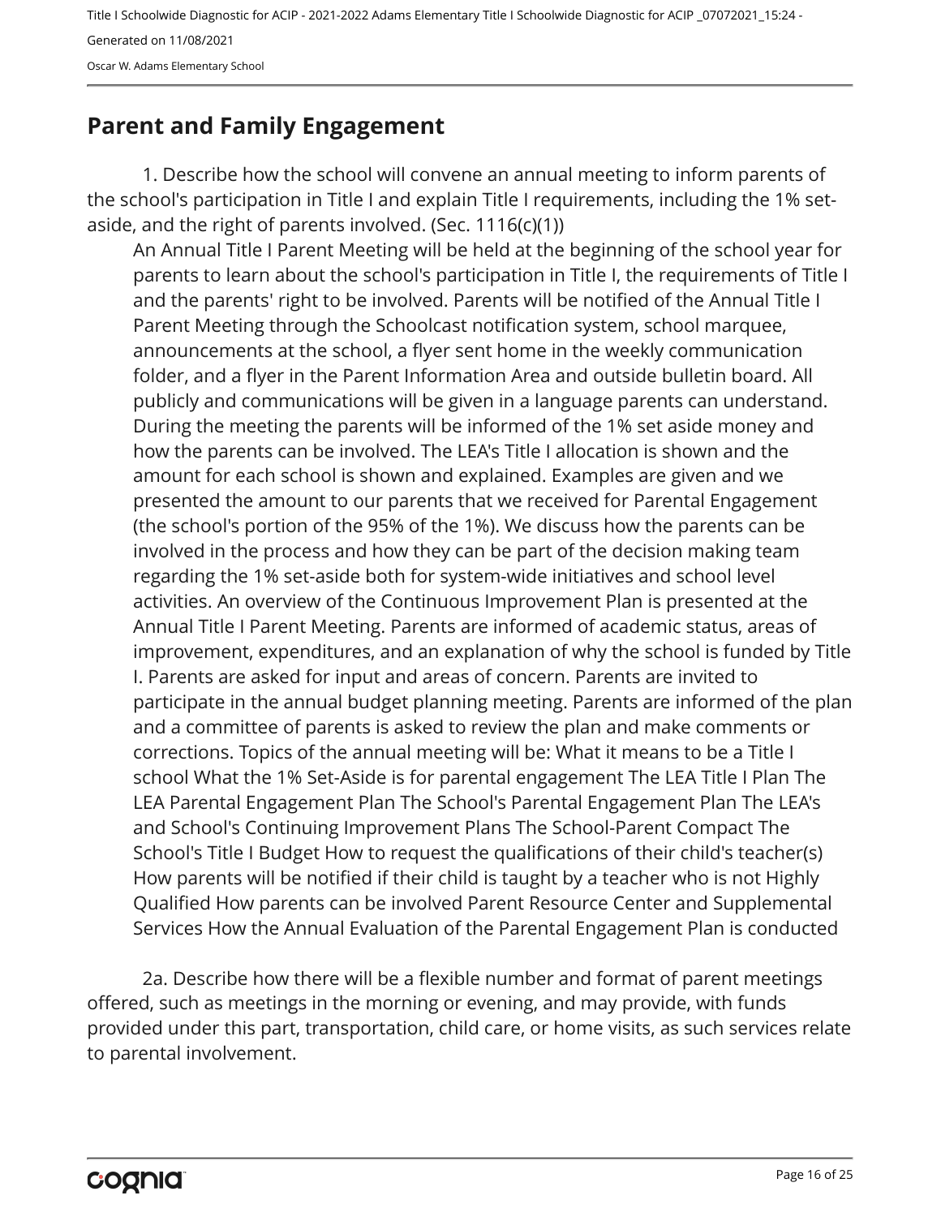## Parent and Family Engagement

1. Describe how the school will convene an annual meeting to inform parents of the school's participation in Title I and explain Title I requirements, including the 1% set-aside, and the right of parents involved. (Sec. 1116(c)(1))

An Annual Title I Parent Meeting will be held at the beginning of the school year for parents to learn about the school's participation in Title I, the requirements of Title I and the parents' right to be involved. Parents will be notified of the Annual Title I Parent Meeting through the Schoolcast notification system, school marquee, announcements at the school, a flyer sent home in the weekly communication folder, and a flyer in the Parent Information Area and outside bulletin board. All publicly and communications will be given in a language parents can understand. During the meeting the parents will be informed of the 1% set aside money and how the parents can be involved. The LEA's Title I allocation is shown and the amount for each school is shown and explained. Examples are given and we presented the amount to our parents that we received for Parental Engagement (the school's portion of the 95% of the 1%). We discuss how the parents can be involved in the process and how they can be part of the decision making team regarding the 1% set-aside both for system-wide initiatives and school level activities. An overview of the Continuous Improvement Plan is presented at the Annual Title I Parent Meeting. Parents are informed of academic status, areas of improvement, expenditures, and an explanation of why the school is funded by Title I. Parents are asked for input and areas of concern. Parents are invited to participate in the annual budget planning meeting. Parents are informed of the plan and a committee of parents is asked to review the plan and make comments or corrections. Topics of the annual meeting will be: What it means to be a Title I school What the 1% Set-Aside is for parental engagement The LEA Title I Plan The LEA Parental Engagement Plan The School's Parental Engagement Plan The LEA's and School's Continuing Improvement Plans The School-Parent Compact The School's Title I Budget How to request the qualifications of their child's teacher(s) How parents will be notified if their child is taught by a teacher who is not Highly Qualified How parents can be involved Parent Resource Center and Supplemental Services How the Annual Evaluation of the Parental Engagement Plan is conducted

2a. Describe how there will be a flexible number and format of parent meetings offered, such as meetings in the morning or evening, and may provide, with funds provided under this part, transportation, child care, or home visits, as such services relate to parental involvement.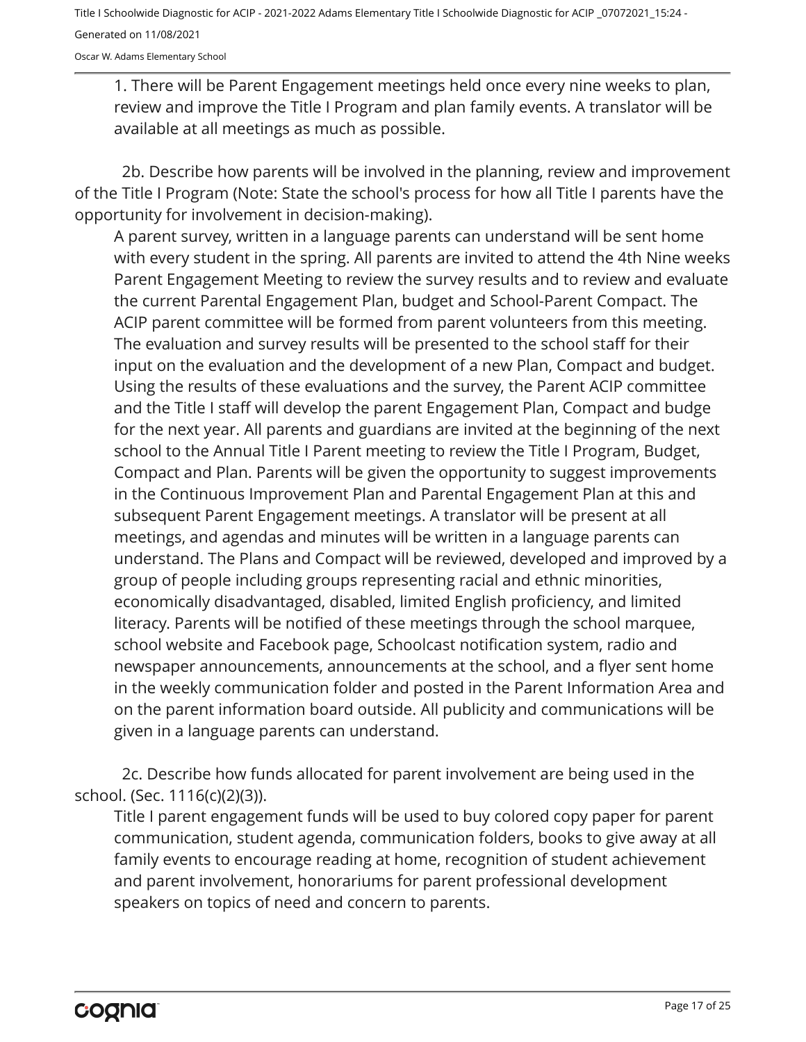1. There will be Parent Engagement meetings held once every nine weeks to plan, review and improve the Title I Program and plan family events. A translator will be available at all meetings as much as possible.

2b. Describe how parents will be involved in the planning, review and improvement of the Title I Program (Note: State the school's process for how all Title I parents have the opportunity for involvement in decision-making).

A parent survey, written in a language parents can understand will be sent home with every student in the spring. All parents are invited to attend the 4th Nine weeks Parent Engagement Meeting to review the survey results and to review and evaluate the current Parental Engagement Plan, budget and School-Parent Compact. The ACIP parent committee will be formed from parent volunteers from this meeting. The evaluation and survey results will be presented to the school staff for their input on the evaluation and the development of a new Plan, Compact and budget. Using the results of these evaluations and the survey, the Parent ACIP committee and the Title I staff will develop the parent Engagement Plan, Compact and budge for the next year. All parents and guardians are invited at the beginning of the next school to the Annual Title I Parent meeting to review the Title I Program, Budget, Compact and Plan. Parents will be given the opportunity to suggest improvements in the Continuous Improvement Plan and Parental Engagement Plan at this and subsequent Parent Engagement meetings. A translator will be present at all meetings, and agendas and minutes will be written in a language parents can understand. The Plans and Compact will be reviewed, developed and improved by a group of people including groups representing racial and ethnic minorities, economically disadvantaged, disabled, limited English proficiency, and limited literacy. Parents will be notified of these meetings through the school marquee, school website and Facebook page, Schoolcast notification system, radio and newspaper announcements, announcements at the school, and a flyer sent home in the weekly communication folder and posted in the Parent Information Area and on the parent information board outside. All publicity and communications will be given in a language parents can understand.

2c. Describe how funds allocated for parent involvement are being used in the school. (Sec. 1116(c)(2)(3)).

Title I parent engagement funds will be used to buy colored copy paper for parent communication, student agenda, communication folders, books to give away at all family events to encourage reading at home, recognition of student achievement and parent involvement, honorariums for parent professional development speakers on topics of need and concern to parents.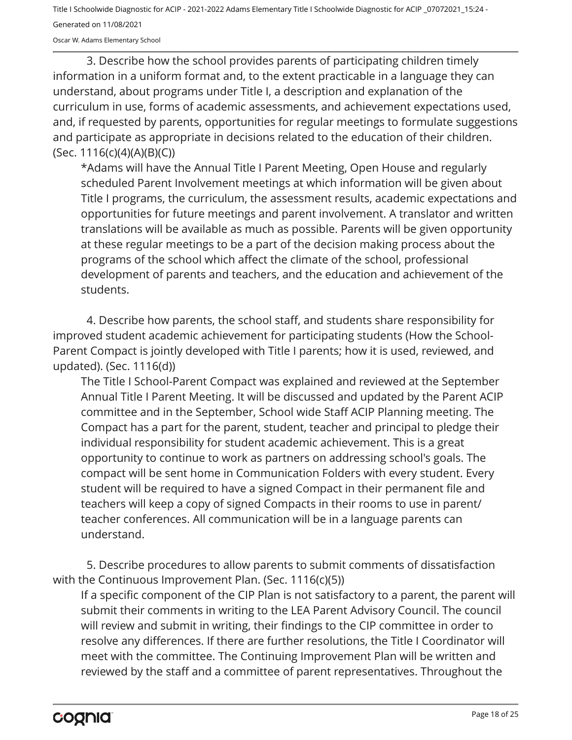3. Describe how the school provides parents of participating children timely information in a uniform format and, to the extent practicable in a language they can understand, about programs under Title I, a description and explanation of the curriculum in use, forms of academic assessments, and achievement expectations used, and, if requested by parents, opportunities for regular meetings to formulate suggestions and participate as appropriate in decisions related to the education of their children. (Sec. 1116(c)(4)(A)(B)(C))

*Adams will have the Annual Title I Parent Meeting, Open House and regularly scheduled Parent Involvement meetings at which information will be given about Title I programs, the curriculum, the assessment results, academic expectations and opportunities for future meetings and parent involvement. A translator and written translations will be available as much as possible. Parents will be given opportunity at these regular meetings to be a part of the decision making process about the programs of the school which affect the climate of the school, professional development of parents and teachers, and the education and achievement of the students.

4. Describe how parents, the school staff, and students share responsibility for improved student academic achievement for participating students (How the School-Parent Compact is jointly developed with Title I parents; how it is used, reviewed, and updated). (Sec. 1116(d))

The Title I School-Parent Compact was explained and reviewed at the September Annual Title I Parent Meeting. It will be discussed and updated by the Parent ACIP committee and in the September, School wide Staff ACIP Planning meeting. The Compact has a part for the parent, student, teacher and principal to pledge their individual responsibility for student academic achievement. This is a great opportunity to continue to work as partners on addressing school's goals. The compact will be sent home in Communication Folders with every student. Every student will be required to have a signed Compact in their permanent file and teachers will keep a copy of signed Compacts in their rooms to use in parent/teacher conferences. All communication will be in a language parents can understand.

5. Describe procedures to allow parents to submit comments of dissatisfaction with the Continuous Improvement Plan. (Sec. 1116(c)(5))

If a specific component of the CIP Plan is not satisfactory to a parent, the parent will submit their comments in writing to the LEA Parent Advisory Council. The council will review and submit in writing, their findings to the CIP committee in order to resolve any differences. If there are further resolutions, the Title I Coordinator will meet with the committee. The Continuing Improvement Plan will be written and reviewed by the staff and a committee of parent representatives. Throughout the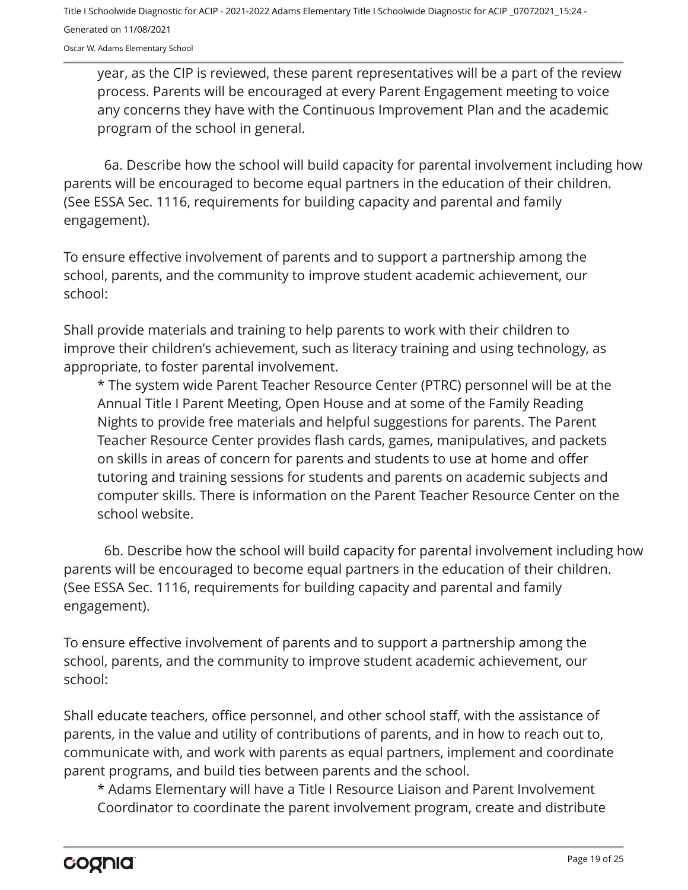year, as the CIP is reviewed, these parent representatives will be a part of the review process. Parents will be encouraged at every Parent Engagement meeting to voice any concerns they have with the Continuous Improvement Plan and the academic program of the school in general.

6a. Describe how the school will build capacity for parental involvement including how parents will be encouraged to become equal partners in the education of their children. (See ESSA Sec. 1116, requirements for building capacity and parental and family engagement).

To ensure effective involvement of parents and to support a partnership among the school, parents, and the community to improve student academic achievement, our school:

Shall provide materials and training to help parents to work with their children to improve their children's achievement, such as literacy training and using technology, as appropriate, to foster parental involvement.

* The system wide Parent Teacher Resource Center (PTRC) personnel will be at the Annual Title I Parent Meeting, Open House and at some of the Family Reading Nights to provide free materials and helpful suggestions for parents. The Parent Teacher Resource Center provides flash cards, games, manipulatives, and packets on skills in areas of concern for parents and students to use at home and offer tutoring and training sessions for students and parents on academic subjects and computer skills. There is information on the Parent Teacher Resource Center on the school website.

6b. Describe how the school will build capacity for parental involvement including how parents will be encouraged to become equal partners in the education of their children. (See ESSA Sec. 1116, requirements for building capacity and parental and family engagement).

To ensure effective involvement of parents and to support a partnership among the school, parents, and the community to improve student academic achievement, our school:

Shall educate teachers, office personnel, and other school staff, with the assistance of parents, in the value and utility of contributions of parents, and in how to reach out to, communicate with, and work with parents as equal partners, implement and coordinate parent programs, and build ties between parents and the school.

* Adams Elementary will have a Title I Resource Liaison and Parent Involvement Coordinator to coordinate the parent involvement program, create and distribute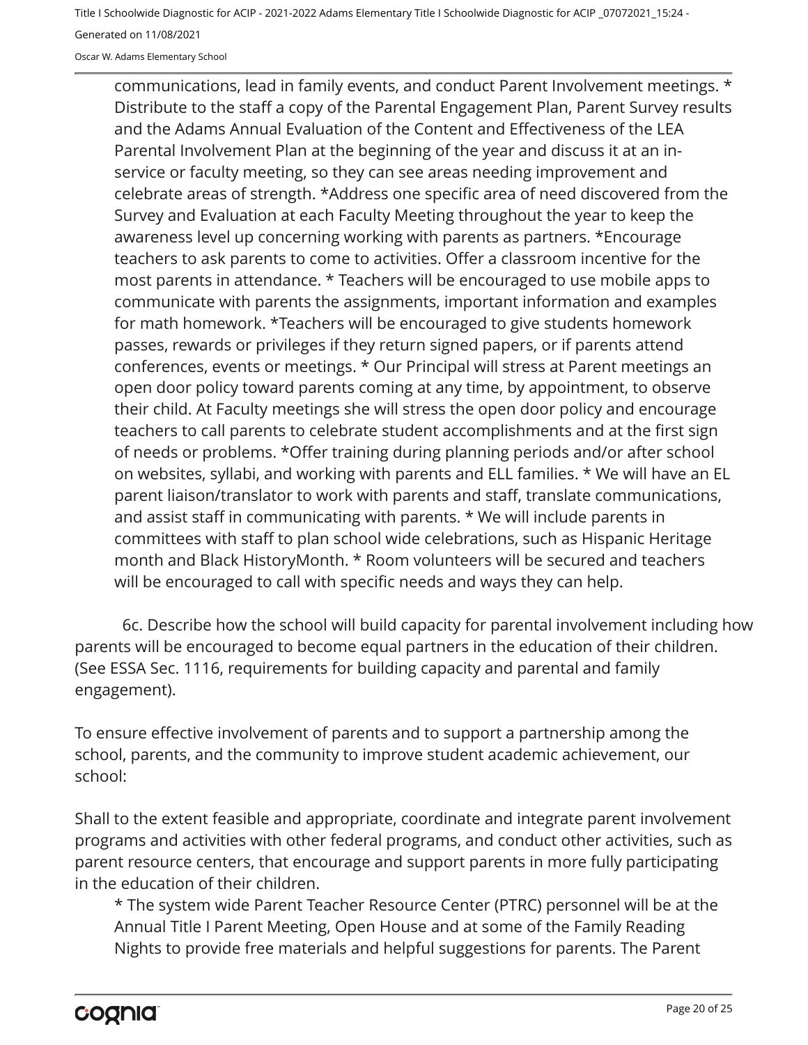communications, lead in family events, and conduct Parent Involvement meetings. * Distribute to the staff a copy of the Parental Engagement Plan, Parent Survey results and the Adams Annual Evaluation of the Content and Effectiveness of the LEA Parental Involvement Plan at the beginning of the year and discuss it at an in-service or faculty meeting, so they can see areas needing improvement and celebrate areas of strength. *Address one specific area of need discovered from the Survey and Evaluation at each Faculty Meeting throughout the year to keep the awareness level up concerning working with parents as partners. *Encourage teachers to ask parents to come to activities. Offer a classroom incentive for the most parents in attendance. * Teachers will be encouraged to use mobile apps to communicate with parents the assignments, important information and examples for math homework. *Teachers will be encouraged to give students homework passes, rewards or privileges if they return signed papers, or if parents attend conferences, events or meetings. * Our Principal will stress at Parent meetings an open door policy toward parents coming at any time, by appointment, to observe their child. At Faculty meetings she will stress the open door policy and encourage teachers to call parents to celebrate student accomplishments and at the first sign of needs or problems. *Offer training during planning periods and/or after school on websites, syllabi, and working with parents and ELL families. * We will have an EL parent liaison/translator to work with parents and staff, translate communications, and assist staff in communicating with parents. * We will include parents in committees with staff to plan school wide celebrations, such as Hispanic Heritage month and Black HistoryMonth. * Room volunteers will be secured and teachers will be encouraged to call with specific needs and ways they can help.

6c. Describe how the school will build capacity for parental involvement including how parents will be encouraged to become equal partners in the education of their children. (See ESSA Sec. 1116, requirements for building capacity and parental and family engagement).

To ensure effective involvement of parents and to support a partnership among the school, parents, and the community to improve student academic achievement, our school:

Shall to the extent feasible and appropriate, coordinate and integrate parent involvement programs and activities with other federal programs, and conduct other activities, such as parent resource centers, that encourage and support parents in more fully participating in the education of their children.

* The system wide Parent Teacher Resource Center (PTRC) personnel will be at the Annual Title I Parent Meeting, Open House and at some of the Family Reading Nights to provide free materials and helpful suggestions for parents. The Parent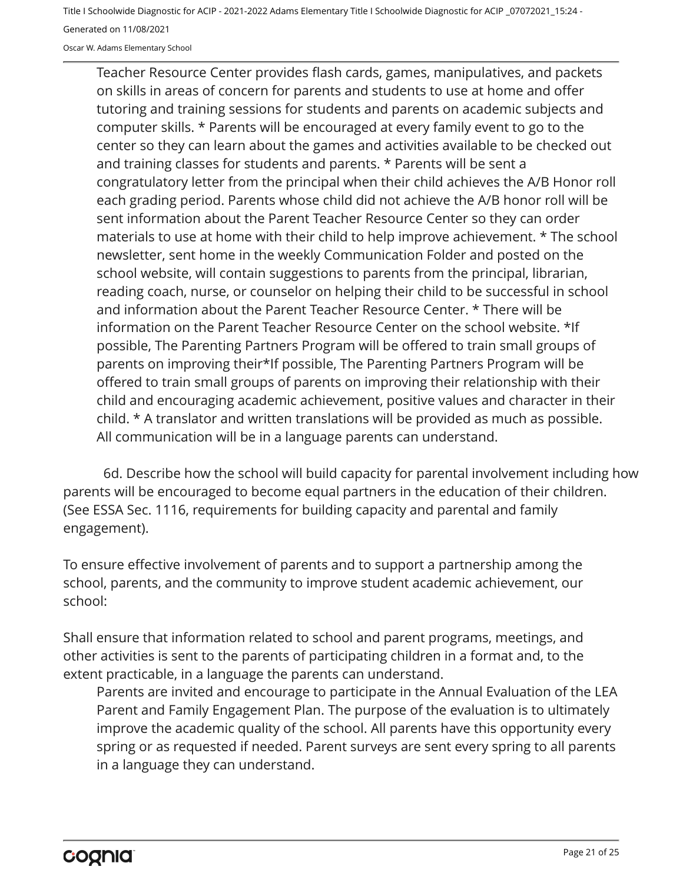Teacher Resource Center provides flash cards, games, manipulatives, and packets on skills in areas of concern for parents and students to use at home and offer tutoring and training sessions for students and parents on academic subjects and computer skills. * Parents will be encouraged at every family event to go to the center so they can learn about the games and activities available to be checked out and training classes for students and parents. * Parents will be sent a congratulatory letter from the principal when their child achieves the A/B Honor roll each grading period. Parents whose child did not achieve the A/B honor roll will be sent information about the Parent Teacher Resource Center so they can order materials to use at home with their child to help improve achievement. * The school newsletter, sent home in the weekly Communication Folder and posted on the school website, will contain suggestions to parents from the principal, librarian, reading coach, nurse, or counselor on helping their child to be successful in school and information about the Parent Teacher Resource Center. * There will be information on the Parent Teacher Resource Center on the school website. *If possible, The Parenting Partners Program will be offered to train small groups of parents on improving their*If possible, The Parenting Partners Program will be offered to train small groups of parents on improving their relationship with their child and encouraging academic achievement, positive values and character in their child. * A translator and written translations will be provided as much as possible. All communication will be in a language parents can understand.

6d. Describe how the school will build capacity for parental involvement including how parents will be encouraged to become equal partners in the education of their children. (See ESSA Sec. 1116, requirements for building capacity and parental and family engagement).

To ensure effective involvement of parents and to support a partnership among the school, parents, and the community to improve student academic achievement, our school:

Shall ensure that information related to school and parent programs, meetings, and other activities is sent to the parents of participating children in a format and, to the extent practicable, in a language the parents can understand.

Parents are invited and encourage to participate in the Annual Evaluation of the LEA Parent and Family Engagement Plan. The purpose of the evaluation is to ultimately improve the academic quality of the school. All parents have this opportunity every spring or as requested if needed. Parent surveys are sent every spring to all parents in a language they can understand.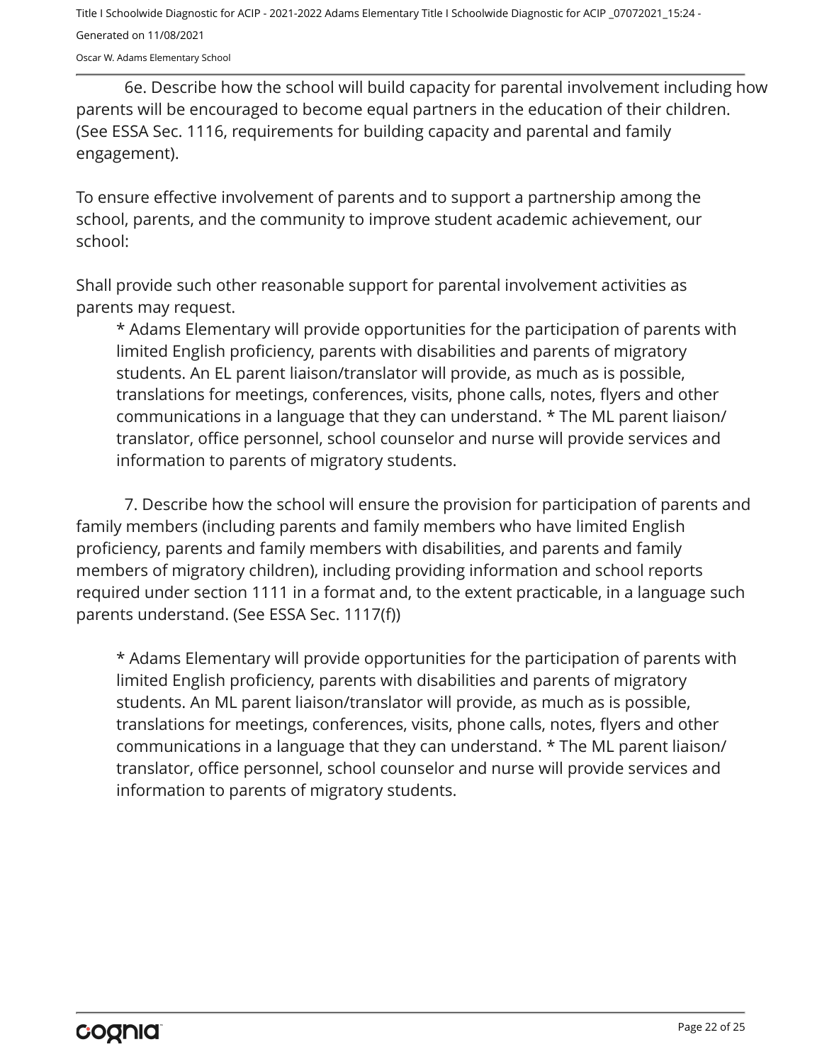6e. Describe how the school will build capacity for parental involvement including how parents will be encouraged to become equal partners in the education of their children. (See ESSA Sec. 1116, requirements for building capacity and parental and family engagement).

To ensure effective involvement of parents and to support a partnership among the school, parents, and the community to improve student academic achievement, our school:

Shall provide such other reasonable support for parental involvement activities as parents may request.

* Adams Elementary will provide opportunities for the participation of parents with limited English proficiency, parents with disabilities and parents of migratory students. An EL parent liaison/translator will provide, as much as is possible, translations for meetings, conferences, visits, phone calls, notes, flyers and other communications in a language that they can understand. * The ML parent liaison/translator, office personnel, school counselor and nurse will provide services and information to parents of migratory students.

7. Describe how the school will ensure the provision for participation of parents and family members (including parents and family members who have limited English proficiency, parents and family members with disabilities, and parents and family members of migratory children), including providing information and school reports required under section 1111 in a format and, to the extent practicable, in a language such parents understand. (See ESSA Sec. 1117(f))

* Adams Elementary will provide opportunities for the participation of parents with limited English proficiency, parents with disabilities and parents of migratory students. An ML parent liaison/translator will provide, as much as is possible, translations for meetings, conferences, visits, phone calls, notes, flyers and other communications in a language that they can understand. * The ML parent liaison/translator, office personnel, school counselor and nurse will provide services and information to parents of migratory students.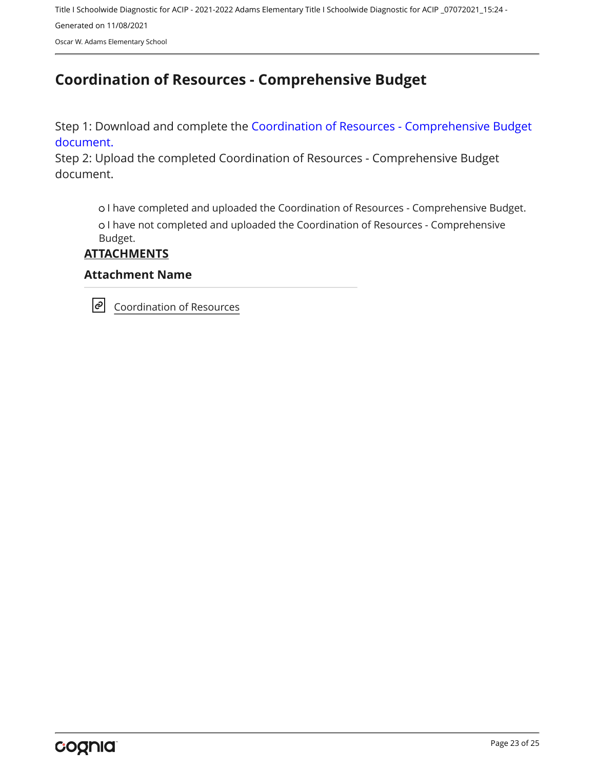## Coordination of Resources - Comprehensive Budget

Step 1: Download and complete the Coordination of Resources - Comprehensive Budget document.
Step 2: Upload the completed Coordination of Resources - Comprehensive Budget document.

- I have completed and uploaded the Coordination of Resources - Comprehensive Budget.
- I have not completed and uploaded the Coordination of Resources - Comprehensive Budget.

**ATTACHMENTS**

**Attachment Name**

Coordination of Resources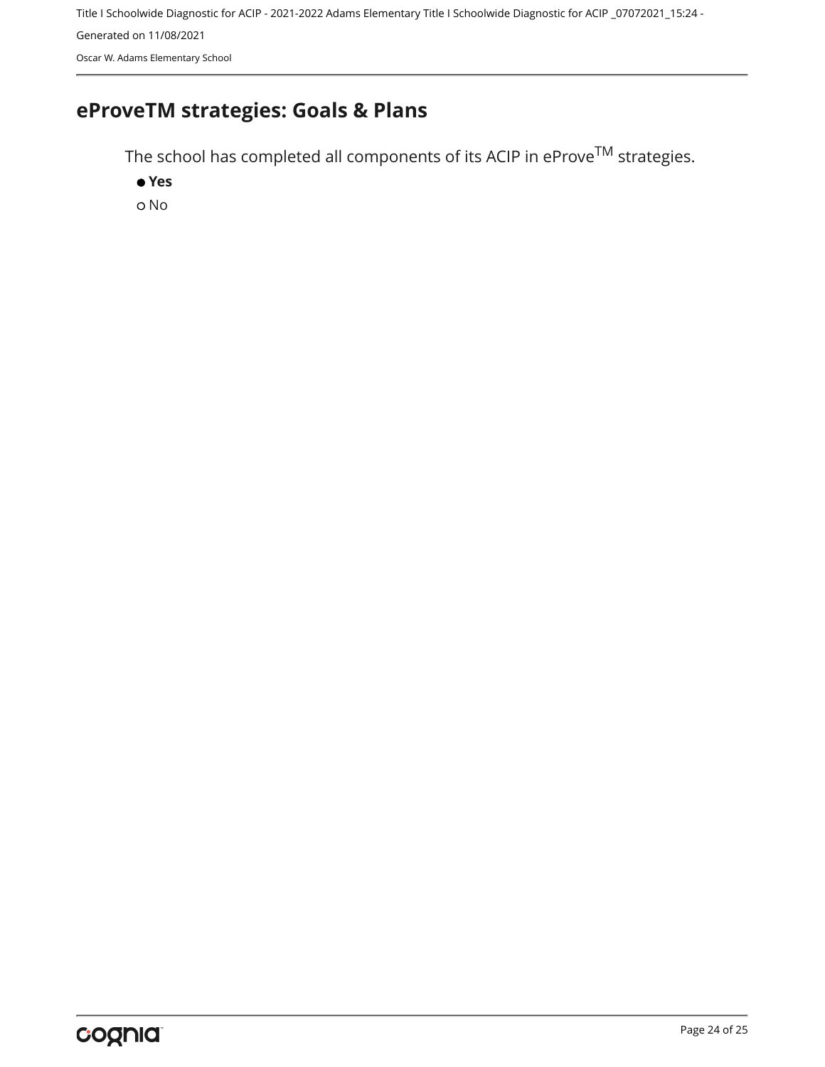## eProveTM strategies: Goals & Plans

The school has completed all components of its ACIP in eProve$^{TM}$ strategies.

- **Yes**
- No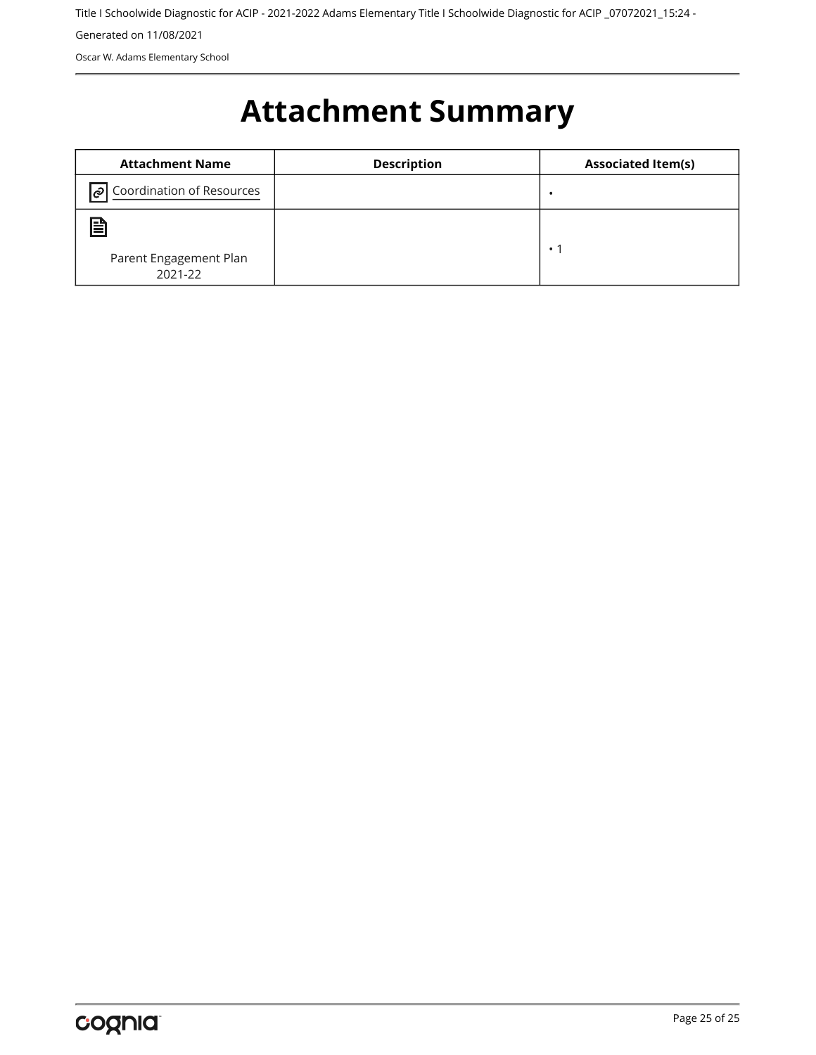# Attachment Summary

| Attachment Name | Description | Associated Item(s) |
|---|---|---|
| Coordination of Resources | | • |
| Parent Engagement Plan 2021-22 | | • 1 |